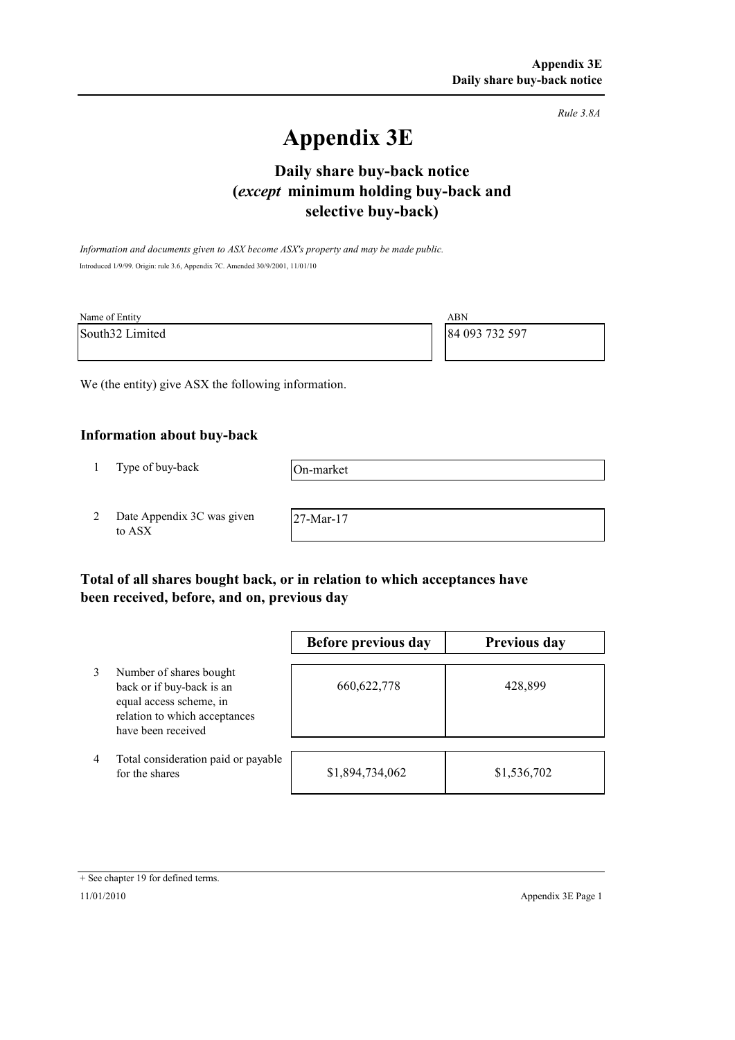*Rule 3.8A*

# Appendix 3E

## Daily share buy-back notice (*except* minimum holding buy-back and selective buy-back)

*Information and documents given to ASX become ASX's property and may be made public.*

Introduced 1/9/99. Origin: rule 3.6, Appendix 7C. Amended 30/9/2001, 11/01/10

| Name of Entity | ABN |
|---|---|
| South32 Limited | 84 093 732 597 |

We (the entity) give ASX the following information.

### Information about buy-back

| | | |
|---|---|---|
| 1 | Type of buy-back | On-market |
| 2 | Date Appendix 3C was given to ASX | 27-Mar-17 |

### Total of all shares bought back, or in relation to which acceptances have been received, before, and on, previous day

| | | Before previous day | Previous day |
|---|---|---|---|
| 3 | Number of shares bought back or if buy-back is an equal access scheme, in relation to which acceptances have been received | 660,622,778 | 428,899 |
| 4 | Total consideration paid or payable for the shares | $1,894,734,062 | $1,536,702 |

+ See chapter 19 for defined terms.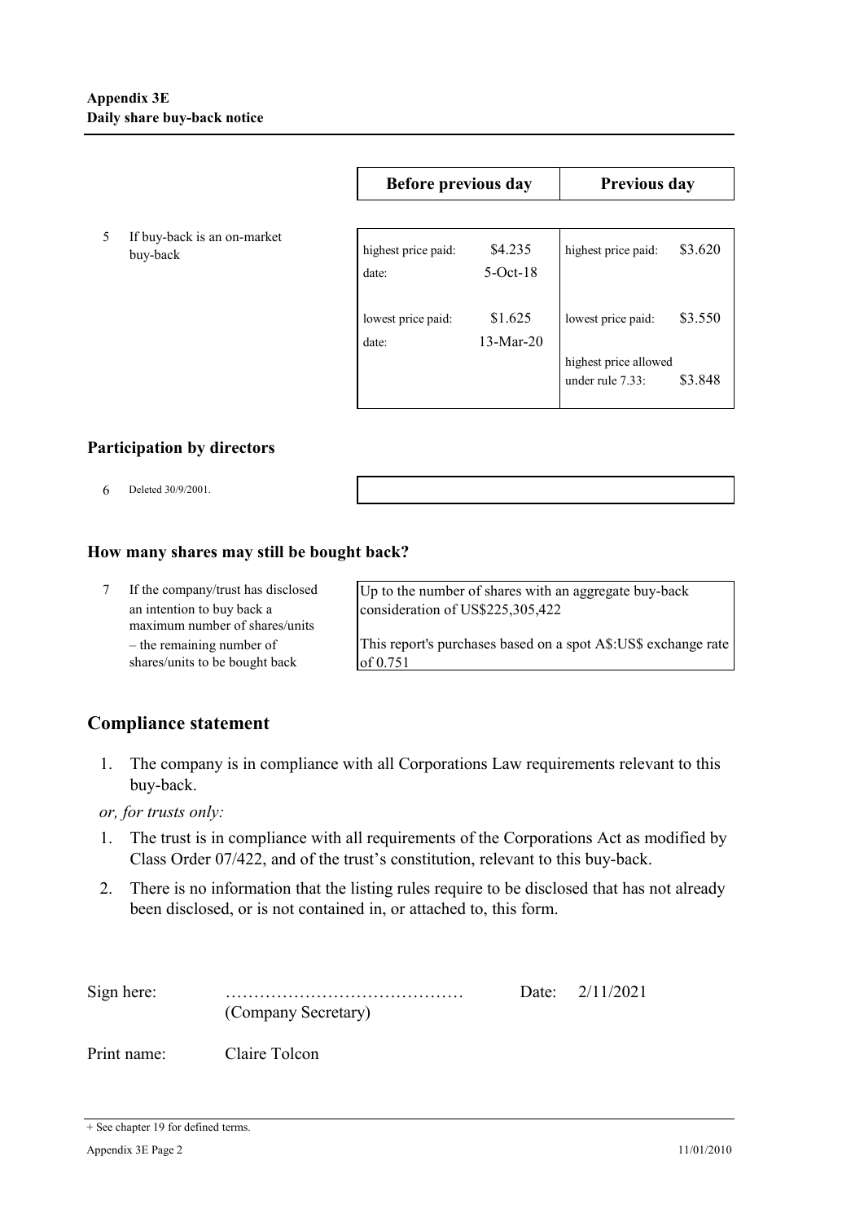**Appendix 3E**
**Daily share buy-back notice**

| | Before previous day | | Previous day | |
|---|---|---|---|---|
| 5 If buy-back is an on-market buy-back | highest price paid: | $4.235 | highest price paid: | $3.620 |
| | date: | 5-Oct-18 | | |
| | lowest price paid: | $1.625 | lowest price paid: | $3.550 |
| | date: | 13-Mar-20 | | |
| | | | highest price allowed under rule 7.33: | $3.848 |

## Participation by directors

| | |
|---|---|
| 6 Deleted 30/9/2001. | |

## How many shares may still be bought back?

| | |
|---|---|
| 7 If the company/trust has disclosed an intention to buy back a maximum number of shares/units – the remaining number of shares/units to be bought back | Up to the number of shares with an aggregate buy-back consideration of US$225,305,422<br><br>This report's purchases based on a spot A$:US$ exchange rate of 0.751 |

## Compliance statement

1. The company is in compliance with all Corporations Law requirements relevant to this buy-back.

*or, for trusts only:*

1. The trust is in compliance with all requirements of the Corporations Act as modified by Class Order 07/422, and of the trust's constitution, relevant to this buy-back.
2. There is no information that the listing rules require to be disclosed that has not already been disclosed, or is not contained in, or attached to, this form.

Sign here: …………………………………… Date: 2/11/2021
(Company Secretary)

Print name: Claire Tolcon

+ See chapter 19 for defined terms.